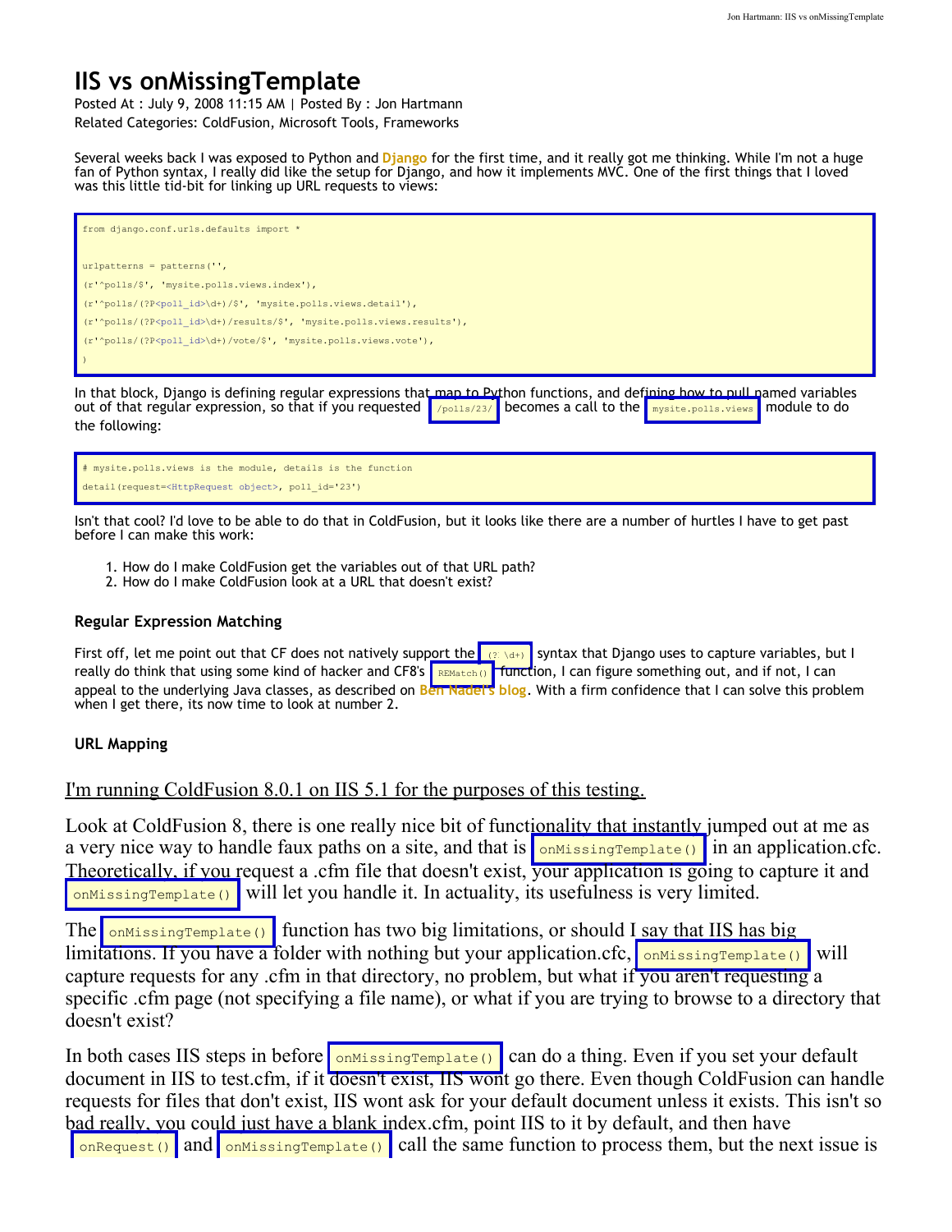# IIS vs onMissingTemplate

Posted At : July 9, 2008 11:15 AM | Posted By : Jon Hartmann
Related Categories: ColdFusion, Microsoft Tools, Frameworks

Several weeks back I was exposed to Python and **Django** for the first time, and it really got me thinking. While I'm not a huge fan of Python syntax, I really did like the setup for Django, and how it implements MVC. One of the first things that I loved was this little tid-bit for linking up URL requests to views:

```
from django.conf.urls.defaults import *


urlpatterns = patterns('',
(r'^polls/$', 'mysite.polls.views.index'),
(r'^polls/(?P<poll_id>\d+)/$', 'mysite.polls.views.detail'),
(r'^polls/(?P<poll_id>\d+)/results/$', 'mysite.polls.views.results'),
(r'^polls/(?P<poll_id>\d+)/vote/$', 'mysite.polls.views.vote'),
)
```

In that block, Django is defining regular expressions that map to Python functions, and defining how to pull named variables out of that regular expression, so that if you requested `/polls/23/` becomes a call to the `mysite.polls.views` module to do the following:

```
# mysite.polls.views is the module, details is the function
detail(request=<HttpRequest object>, poll_id='23')
```

Isn't that cool? I'd love to be able to do that in ColdFusion, but it looks like there are a number of hurtles I have to get past before I can make this work:

1. How do I make ColdFusion get the variables out of that URL path?
2. How do I make ColdFusion look at a URL that doesn't exist?

### Regular Expression Matching

First off, let me point out that CF does not natively support the `(?<\d+)` syntax that Django uses to capture variables, but I really do think that using some kind of hacker and CF8's `REMatch()` function, I can figure something out, and if not, I can appeal to the underlying Java classes, as described on **Ben Nadel's blog**. With a firm confidence that I can solve this problem when I get there, its now time to look at number 2.

### URL Mapping

I'm running ColdFusion 8.0.1 on IIS 5.1 for the purposes of this testing.

Look at ColdFusion 8, there is one really nice bit of functionality that instantly jumped out at me as a very nice way to handle faux paths on a site, and that is `onMissingTemplate()` in an application.cfc. Theoretically, if you request a .cfm file that doesn't exist, your application is going to capture it and `onMissingTemplate()` will let you handle it. In actuality, its usefulness is very limited.

The `onMissingTemplate()` function has two big limitations, or should I say that IIS has big limitations. If you have a folder with nothing but your application.cfc, `onMissingTemplate()` will capture requests for any .cfm in that directory, no problem, but what if you aren't requesting a specific .cfm page (not specifying a file name), or what if you are trying to browse to a directory that doesn't exist?

In both cases IIS steps in before `onMissingTemplate()` can do a thing. Even if you set your default document in IIS to test.cfm, if it doesn't exist, IIS wont go there. Even though ColdFusion can handle requests for files that don't exist, IIS wont ask for your default document unless it exists. This isn't so bad really, you could just have a blank index.cfm, point IIS to it by default, and then have `onRequest()` and `onMissingTemplate()` call the same function to process them, but the next issue is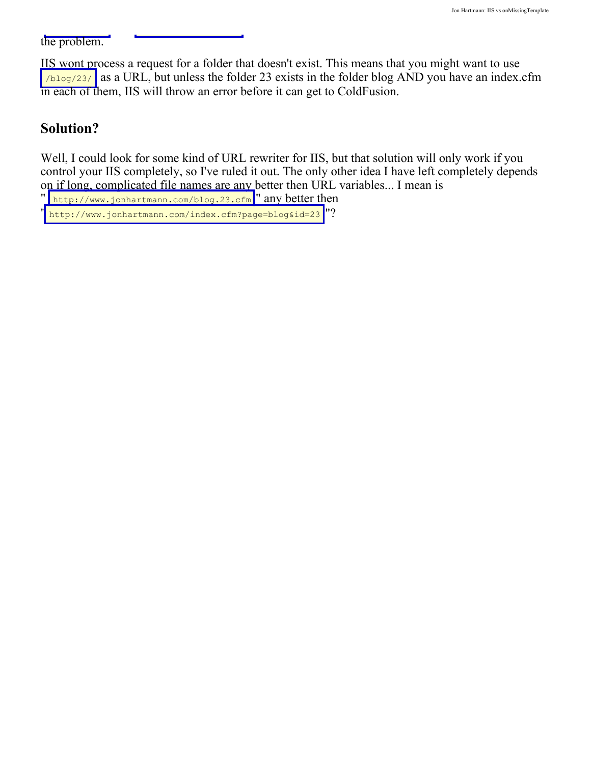the problem.

IIS wont process a request for a folder that doesn't exist. This means that you might want to use `/blog/23/` as a URL, but unless the folder 23 exists in the folder blog AND you have an index.cfm in each of them, IIS will throw an error before it can get to ColdFusion.

## Solution?

Well, I could look for some kind of URL rewriter for IIS, but that solution will only work if you control your IIS completely, so I've ruled it out. The only other idea I have left completely depends on if long, complicated file names are any better then URL variables... I mean is "`http://www.jonhartmann.com/blog.23.cfm`" any better then "`http://www.jonhartmann.com/index.cfm?page=blog&id=23`"?